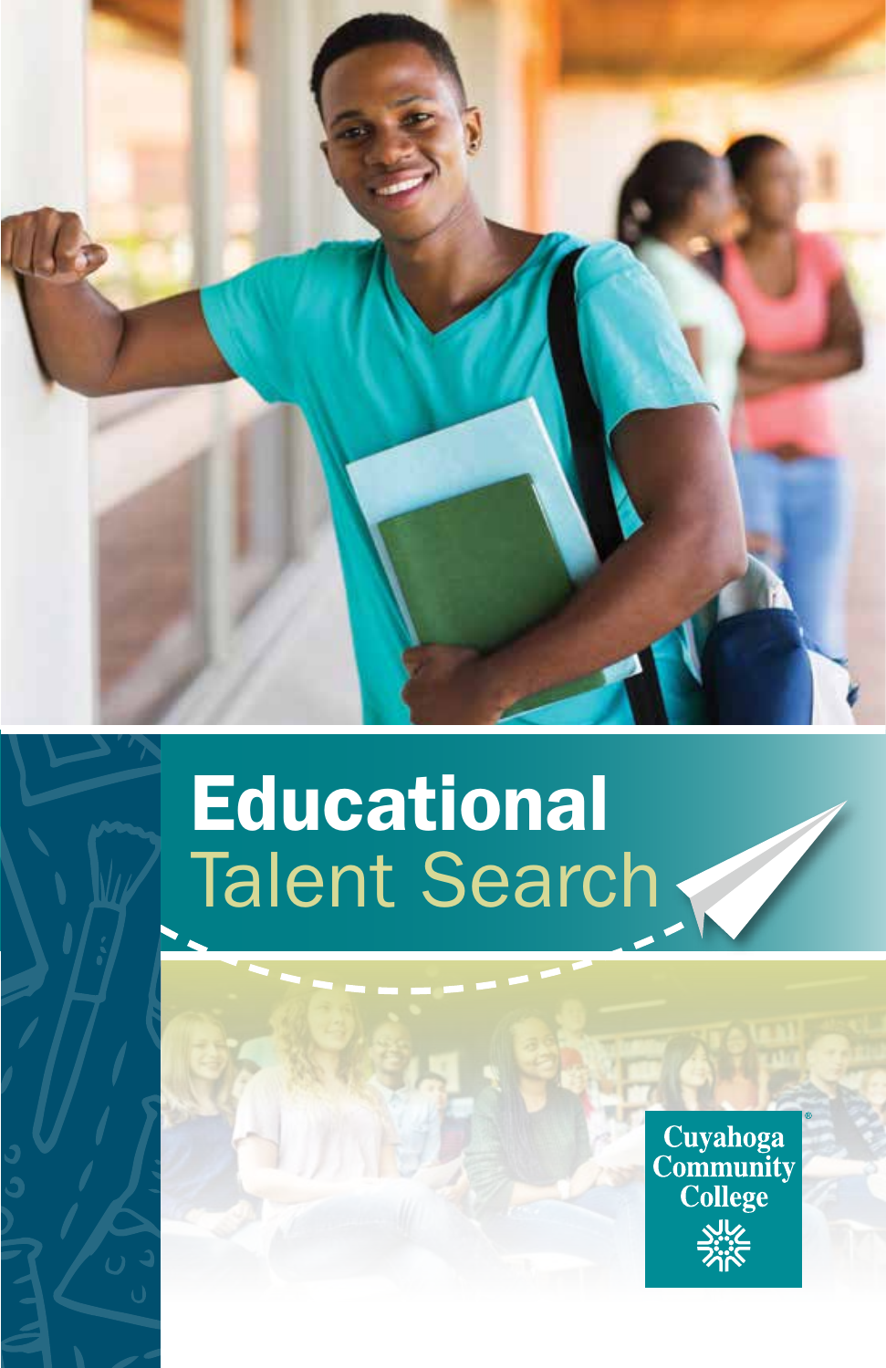# Educational Talent Search

Cuyahoga Community College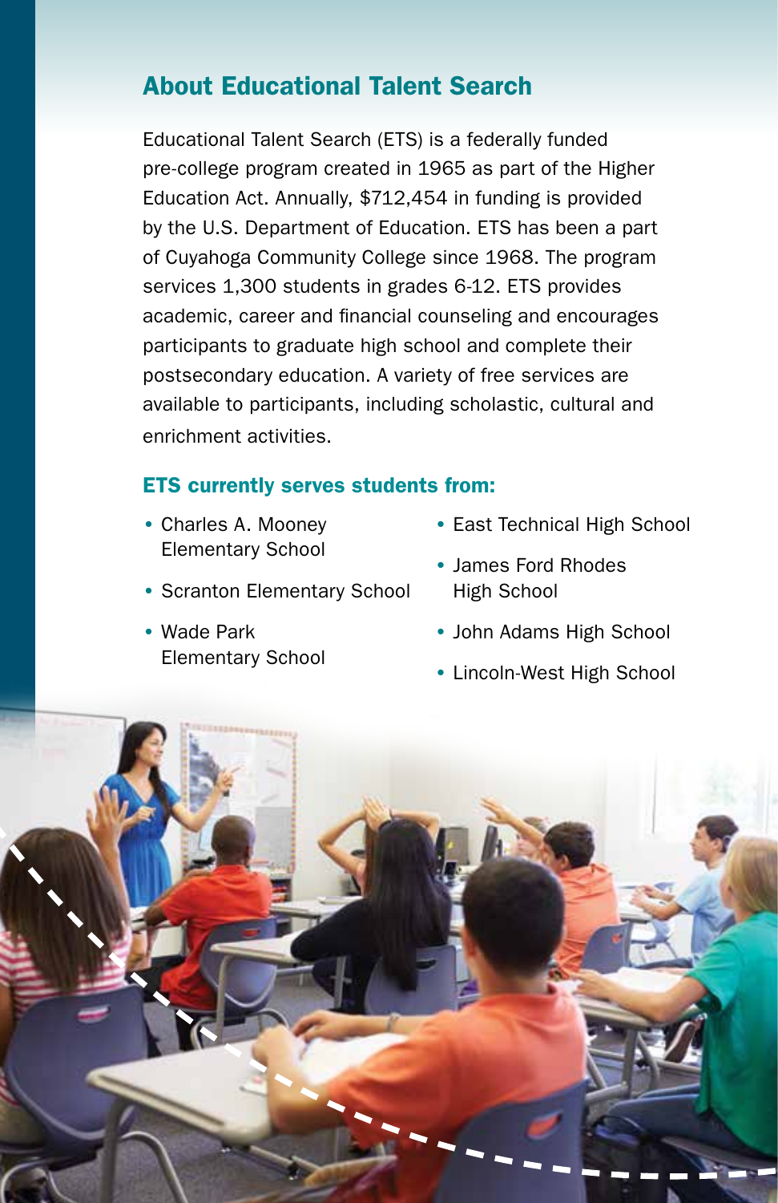## About Educational Talent Search

Educational Talent Search (ETS) is a federally funded pre-college program created in 1965 as part of the Higher Education Act. Annually, $712,454 in funding is provided by the U.S. Department of Education. ETS has been a part of Cuyahoga Community College since 1968. The program services 1,300 students in grades 6-12. ETS provides academic, career and financial counseling and encourages participants to graduate high school and complete their postsecondary education. A variety of free services are available to participants, including scholastic, cultural and enrichment activities.

### ETS currently serves students from:

- Charles A. Mooney Elementary School
- Scranton Elementary School
- Wade Park Elementary School
- East Technical High School
- James Ford Rhodes High School
- John Adams High School
- Lincoln-West High School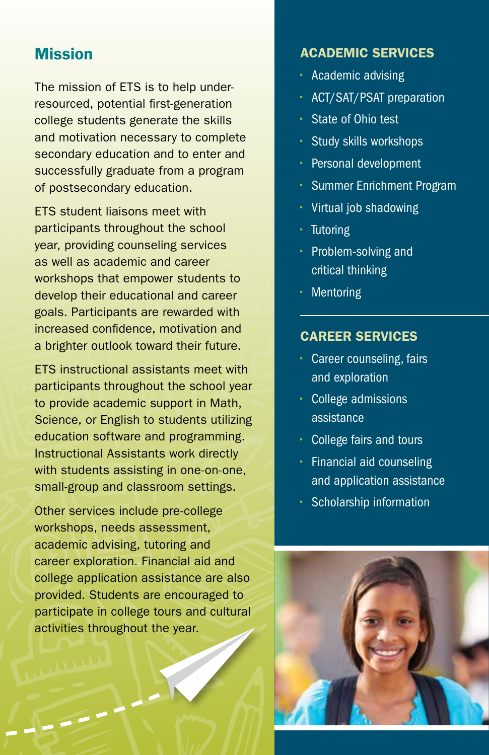## Mission

The mission of ETS is to help under-resourced, potential first-generation college students generate the skills and motivation necessary to complete secondary education and to enter and successfully graduate from a program of postsecondary education.

ETS student liaisons meet with participants throughout the school year, providing counseling services as well as academic and career workshops that empower students to develop their educational and career goals. Participants are rewarded with increased confidence, motivation and a brighter outlook toward their future.

ETS instructional assistants meet with participants throughout the school year to provide academic support in Math, Science, or English to students utilizing education software and programming. Instructional Assistants work directly with students assisting in one-on-one, small-group and classroom settings.

Other services include pre-college workshops, needs assessment, academic advising, tutoring and career exploration. Financial aid and college application assistance are also provided. Students are encouraged to participate in college tours and cultural activities throughout the year.

## ACADEMIC SERVICES

- Academic advising
- ACT/SAT/PSAT preparation
- State of Ohio test
- Study skills workshops
- Personal development
- Summer Enrichment Program
- Virtual job shadowing
- Tutoring
- Problem-solving and critical thinking
- Mentoring

## CAREER SERVICES

- Career counseling, fairs and exploration
- College admissions assistance
- College fairs and tours
- Financial aid counseling and application assistance
- Scholarship information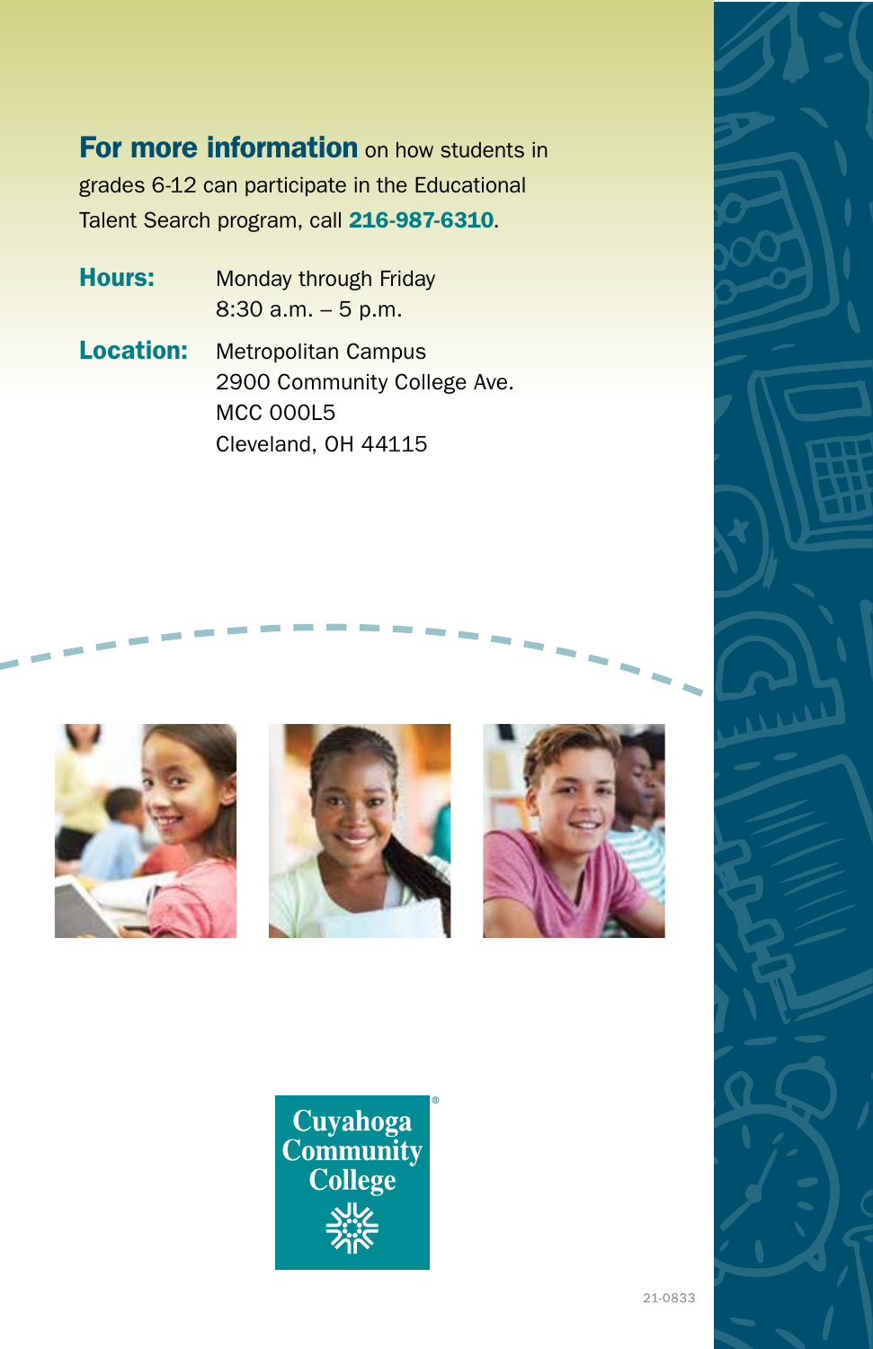**For more information** on how students in grades 6-12 can participate in the Educational Talent Search program, call **216-987-6310**.

**Hours:** Monday through Friday
8:30 a.m. – 5 p.m.

**Location:** Metropolitan Campus
2900 Community College Ave.
MCC 000L5
Cleveland, OH 44115

Cuyahoga Community College

21-0833